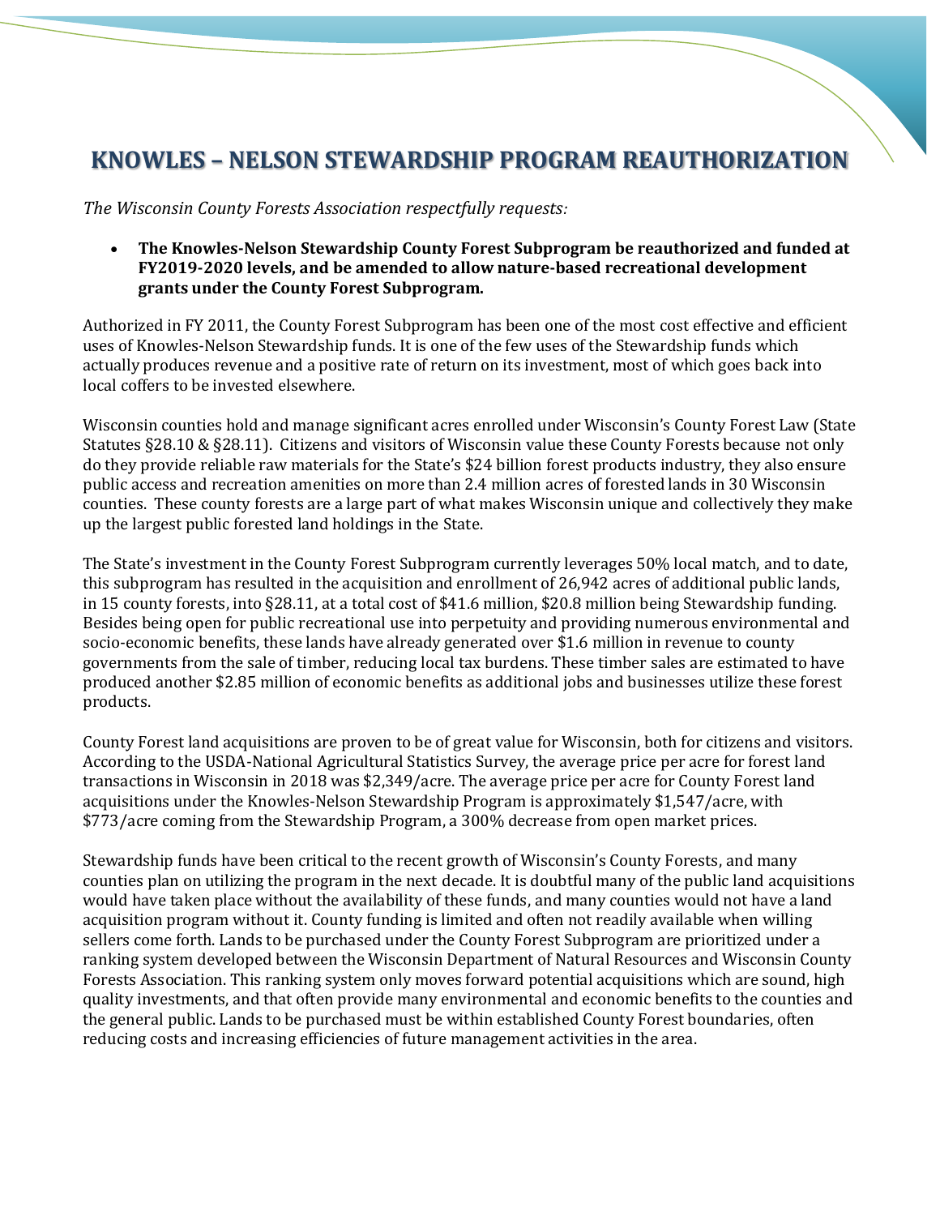# KNOWLES – NELSON STEWARDSHIP PROGRAM REAUTHORIZATION

*The Wisconsin County Forests Association respectfully requests:*

- **The Knowles-Nelson Stewardship County Forest Subprogram be reauthorized and funded at FY2019-2020 levels, and be amended to allow nature-based recreational development grants under the County Forest Subprogram.**

Authorized in FY 2011, the County Forest Subprogram has been one of the most cost effective and efficient uses of Knowles-Nelson Stewardship funds. It is one of the few uses of the Stewardship funds which actually produces revenue and a positive rate of return on its investment, most of which goes back into local coffers to be invested elsewhere.

Wisconsin counties hold and manage significant acres enrolled under Wisconsin's County Forest Law (State Statutes §28.10 & §28.11). Citizens and visitors of Wisconsin value these County Forests because not only do they provide reliable raw materials for the State's $24 billion forest products industry, they also ensure public access and recreation amenities on more than 2.4 million acres of forested lands in 30 Wisconsin counties. These county forests are a large part of what makes Wisconsin unique and collectively they make up the largest public forested land holdings in the State.

The State's investment in the County Forest Subprogram currently leverages 50% local match, and to date, this subprogram has resulted in the acquisition and enrollment of 26,942 acres of additional public lands, in 15 county forests, into §28.11, at a total cost of $41.6 million, $20.8 million being Stewardship funding. Besides being open for public recreational use into perpetuity and providing numerous environmental and socio-economic benefits, these lands have already generated over $1.6 million in revenue to county governments from the sale of timber, reducing local tax burdens. These timber sales are estimated to have produced another $2.85 million of economic benefits as additional jobs and businesses utilize these forest products.

County Forest land acquisitions are proven to be of great value for Wisconsin, both for citizens and visitors. According to the USDA-National Agricultural Statistics Survey, the average price per acre for forest land transactions in Wisconsin in 2018 was $2,349/acre. The average price per acre for County Forest land acquisitions under the Knowles-Nelson Stewardship Program is approximately $1,547/acre, with $773/acre coming from the Stewardship Program, a 300% decrease from open market prices.

Stewardship funds have been critical to the recent growth of Wisconsin's County Forests, and many counties plan on utilizing the program in the next decade. It is doubtful many of the public land acquisitions would have taken place without the availability of these funds, and many counties would not have a land acquisition program without it. County funding is limited and often not readily available when willing sellers come forth. Lands to be purchased under the County Forest Subprogram are prioritized under a ranking system developed between the Wisconsin Department of Natural Resources and Wisconsin County Forests Association. This ranking system only moves forward potential acquisitions which are sound, high quality investments, and that often provide many environmental and economic benefits to the counties and the general public. Lands to be purchased must be within established County Forest boundaries, often reducing costs and increasing efficiencies of future management activities in the area.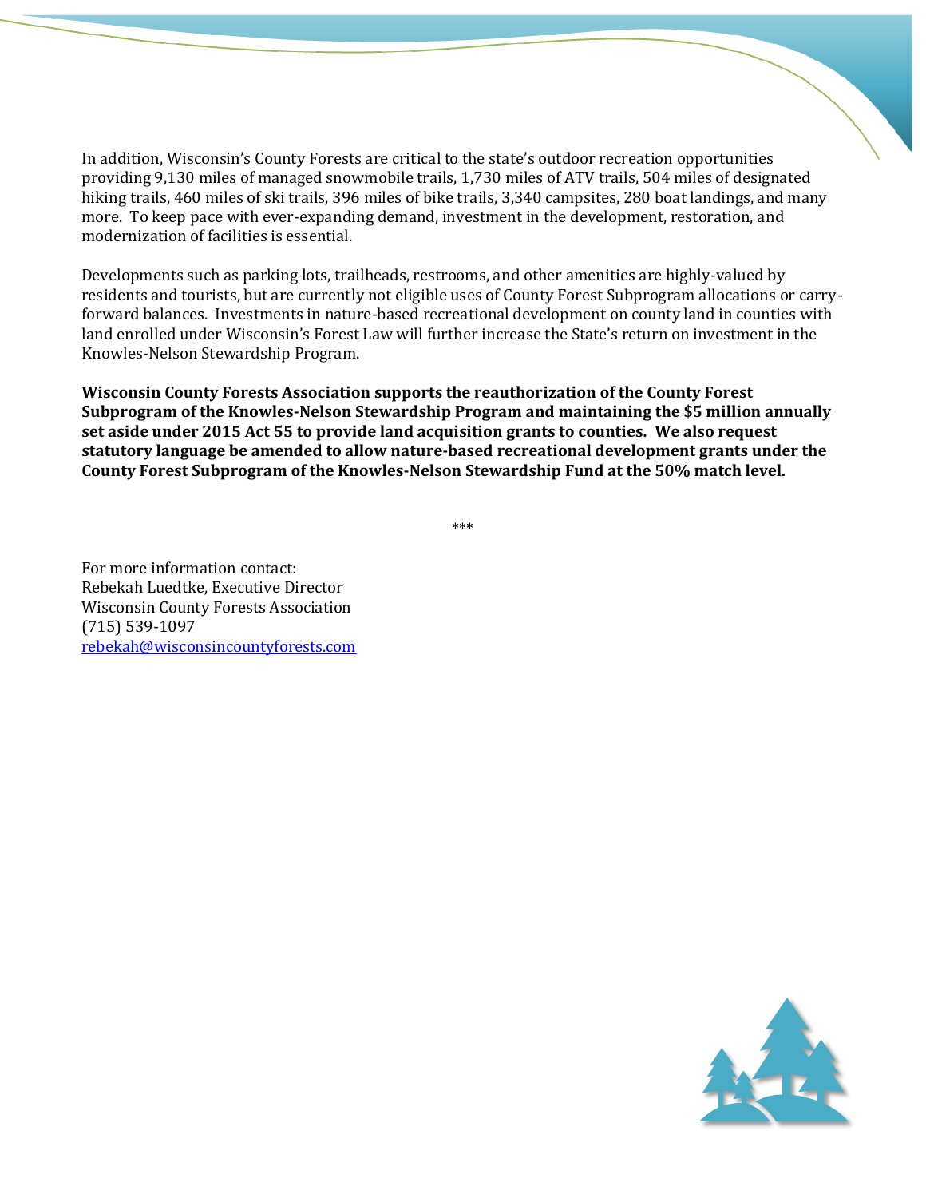In addition, Wisconsin's County Forests are critical to the state's outdoor recreation opportunities providing 9,130 miles of managed snowmobile trails, 1,730 miles of ATV trails, 504 miles of designated hiking trails, 460 miles of ski trails, 396 miles of bike trails, 3,340 campsites, 280 boat landings, and many more. To keep pace with ever-expanding demand, investment in the development, restoration, and modernization of facilities is essential.

Developments such as parking lots, trailheads, restrooms, and other amenities are highly-valued by residents and tourists, but are currently not eligible uses of County Forest Subprogram allocations or carry-forward balances. Investments in nature-based recreational development on county land in counties with land enrolled under Wisconsin's Forest Law will further increase the State's return on investment in the Knowles-Nelson Stewardship Program.

**Wisconsin County Forests Association supports the reauthorization of the County Forest Subprogram of the Knowles-Nelson Stewardship Program and maintaining the $5 million annually set aside under 2015 Act 55 to provide land acquisition grants to counties. We also request statutory language be amended to allow nature-based recreational development grants under the County Forest Subprogram of the Knowles-Nelson Stewardship Fund at the 50% match level.**

***

For more information contact:
Rebekah Luedtke, Executive Director
Wisconsin County Forests Association
(715) 539-1097
rebekah@wisconsincountyforests.com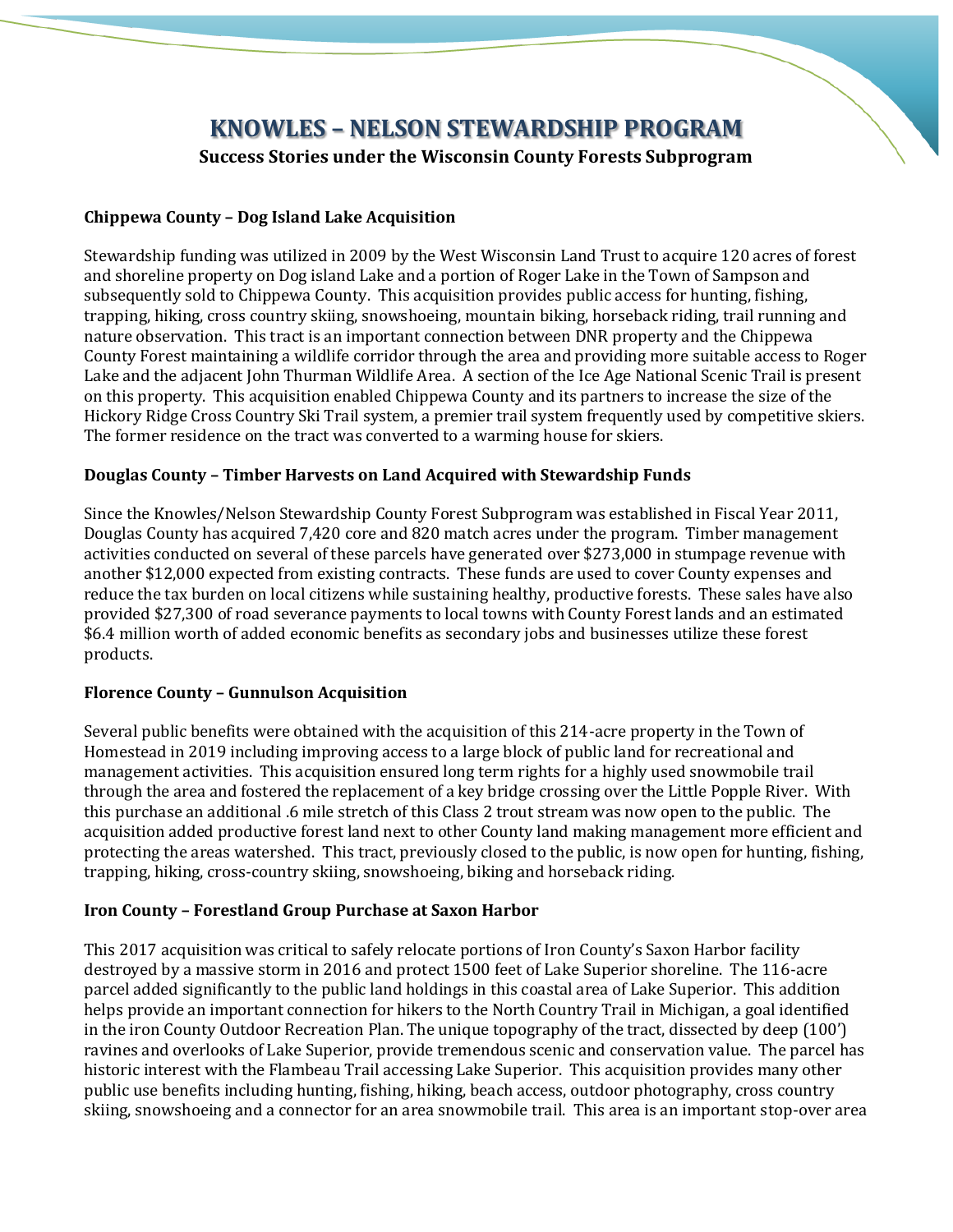# KNOWLES – NELSON STEWARDSHIP PROGRAM

**Success Stories under the Wisconsin County Forests Subprogram**

### Chippewa County – Dog Island Lake Acquisition

Stewardship funding was utilized in 2009 by the West Wisconsin Land Trust to acquire 120 acres of forest and shoreline property on Dog island Lake and a portion of Roger Lake in the Town of Sampson and subsequently sold to Chippewa County. This acquisition provides public access for hunting, fishing, trapping, hiking, cross country skiing, snowshoeing, mountain biking, horseback riding, trail running and nature observation. This tract is an important connection between DNR property and the Chippewa County Forest maintaining a wildlife corridor through the area and providing more suitable access to Roger Lake and the adjacent John Thurman Wildlife Area. A section of the Ice Age National Scenic Trail is present on this property. This acquisition enabled Chippewa County and its partners to increase the size of the Hickory Ridge Cross Country Ski Trail system, a premier trail system frequently used by competitive skiers. The former residence on the tract was converted to a warming house for skiers.

### Douglas County – Timber Harvests on Land Acquired with Stewardship Funds

Since the Knowles/Nelson Stewardship County Forest Subprogram was established in Fiscal Year 2011, Douglas County has acquired 7,420 core and 820 match acres under the program. Timber management activities conducted on several of these parcels have generated over $273,000 in stumpage revenue with another $12,000 expected from existing contracts. These funds are used to cover County expenses and reduce the tax burden on local citizens while sustaining healthy, productive forests. These sales have also provided $27,300 of road severance payments to local towns with County Forest lands and an estimated $6.4 million worth of added economic benefits as secondary jobs and businesses utilize these forest products.

### Florence County – Gunnulson Acquisition

Several public benefits were obtained with the acquisition of this 214-acre property in the Town of Homestead in 2019 including improving access to a large block of public land for recreational and management activities. This acquisition ensured long term rights for a highly used snowmobile trail through the area and fostered the replacement of a key bridge crossing over the Little Popple River. With this purchase an additional .6 mile stretch of this Class 2 trout stream was now open to the public. The acquisition added productive forest land next to other County land making management more efficient and protecting the areas watershed. This tract, previously closed to the public, is now open for hunting, fishing, trapping, hiking, cross-country skiing, snowshoeing, biking and horseback riding.

### Iron County – Forestland Group Purchase at Saxon Harbor

This 2017 acquisition was critical to safely relocate portions of Iron County's Saxon Harbor facility destroyed by a massive storm in 2016 and protect 1500 feet of Lake Superior shoreline. The 116-acre parcel added significantly to the public land holdings in this coastal area of Lake Superior. This addition helps provide an important connection for hikers to the North Country Trail in Michigan, a goal identified in the iron County Outdoor Recreation Plan. The unique topography of the tract, dissected by deep (100') ravines and overlooks of Lake Superior, provide tremendous scenic and conservation value. The parcel has historic interest with the Flambeau Trail accessing Lake Superior. This acquisition provides many other public use benefits including hunting, fishing, hiking, beach access, outdoor photography, cross country skiing, snowshoeing and a connector for an area snowmobile trail. This area is an important stop-over area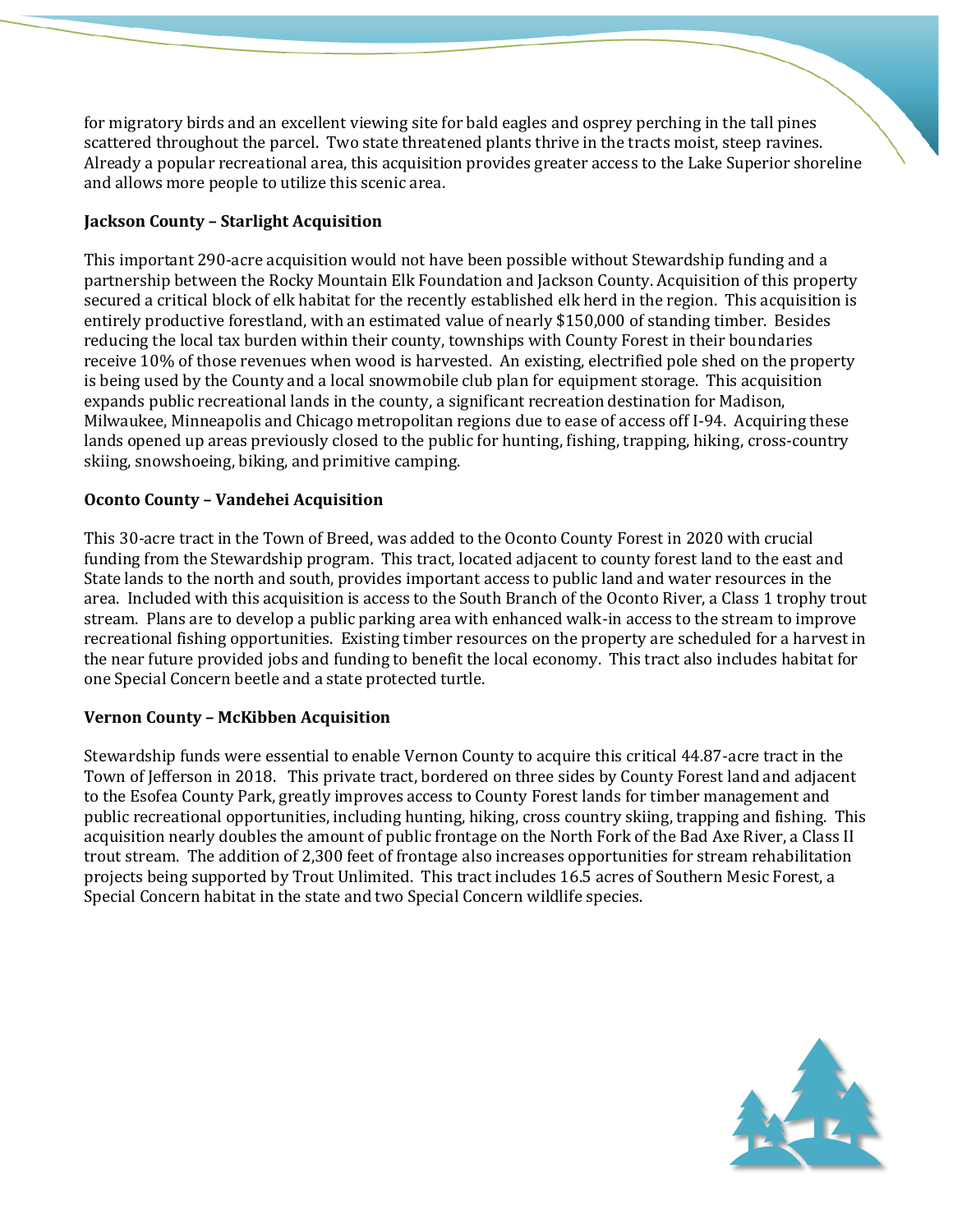for migratory birds and an excellent viewing site for bald eagles and osprey perching in the tall pines scattered throughout the parcel. Two state threatened plants thrive in the tracts moist, steep ravines. Already a popular recreational area, this acquisition provides greater access to the Lake Superior shoreline and allows more people to utilize this scenic area.

**Jackson County – Starlight Acquisition**

This important 290-acre acquisition would not have been possible without Stewardship funding and a partnership between the Rocky Mountain Elk Foundation and Jackson County. Acquisition of this property secured a critical block of elk habitat for the recently established elk herd in the region. This acquisition is entirely productive forestland, with an estimated value of nearly $150,000 of standing timber. Besides reducing the local tax burden within their county, townships with County Forest in their boundaries receive 10% of those revenues when wood is harvested. An existing, electrified pole shed on the property is being used by the County and a local snowmobile club plan for equipment storage. This acquisition expands public recreational lands in the county, a significant recreation destination for Madison, Milwaukee, Minneapolis and Chicago metropolitan regions due to ease of access off I-94. Acquiring these lands opened up areas previously closed to the public for hunting, fishing, trapping, hiking, cross-country skiing, snowshoeing, biking, and primitive camping.

**Oconto County – Vandehei Acquisition**

This 30-acre tract in the Town of Breed, was added to the Oconto County Forest in 2020 with crucial funding from the Stewardship program. This tract, located adjacent to county forest land to the east and State lands to the north and south, provides important access to public land and water resources in the area. Included with this acquisition is access to the South Branch of the Oconto River, a Class 1 trophy trout stream. Plans are to develop a public parking area with enhanced walk-in access to the stream to improve recreational fishing opportunities. Existing timber resources on the property are scheduled for a harvest in the near future provided jobs and funding to benefit the local economy. This tract also includes habitat for one Special Concern beetle and a state protected turtle.

**Vernon County – McKibben Acquisition**

Stewardship funds were essential to enable Vernon County to acquire this critical 44.87-acre tract in the Town of Jefferson in 2018. This private tract, bordered on three sides by County Forest land and adjacent to the Esofea County Park, greatly improves access to County Forest lands for timber management and public recreational opportunities, including hunting, hiking, cross country skiing, trapping and fishing. This acquisition nearly doubles the amount of public frontage on the North Fork of the Bad Axe River, a Class II trout stream. The addition of 2,300 feet of frontage also increases opportunities for stream rehabilitation projects being supported by Trout Unlimited. This tract includes 16.5 acres of Southern Mesic Forest, a Special Concern habitat in the state and two Special Concern wildlife species.